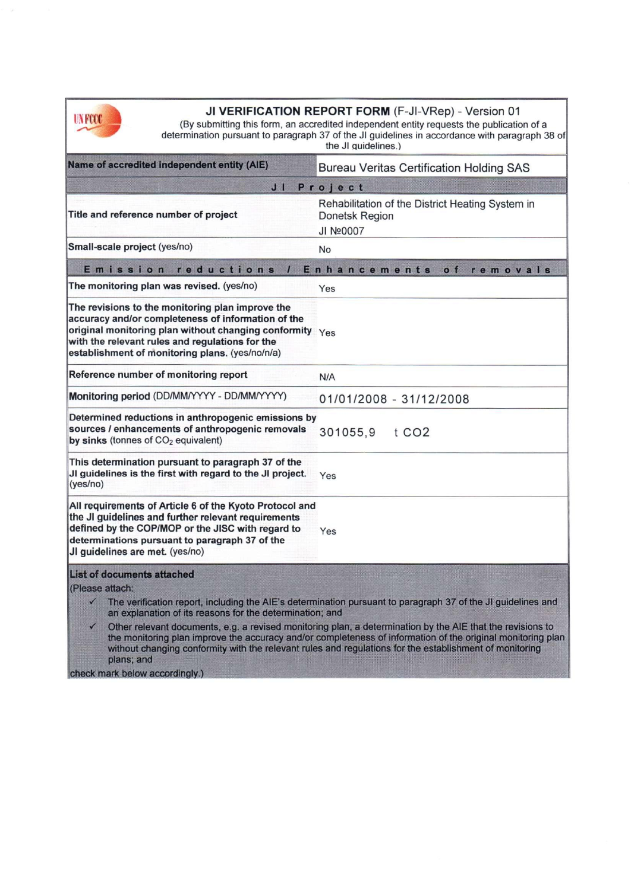# JI VERIFICATION REPORT FORM (F-JI-VRep) - Version 01

(By submitting this form, an accredited independent entity requests the publication of a determination pursuant to paragraph 37 of the JI guidelines in accordance with paragraph 38 of the JI guidelines.)

| **Name of accredited independent entity (AIE)** | Bureau Veritas Certification Holding SAS |
|---|---|
| **JI Project** | |
| **Title and reference number of project** | Rehabilitation of the District Heating System in Donetsk Region<br>JI №0007 |
| **Small-scale project** (yes/no) | No |
| **Emission reductions / Enhancements of removals** | |
| **The monitoring plan was revised.** (yes/no) | Yes |
| **The revisions to the monitoring plan improve the accuracy and/or completeness of information of the original monitoring plan without changing conformity with the relevant rules and regulations for the establishment of monitoring plans.** (yes/no/n/a) | Yes |
| **Reference number of monitoring report** | N/A |
| **Monitoring period** (DD/MM/YYYY - DD/MM/YYYY) | 01/01/2008 - 31/12/2008 |
| **Determined reductions in anthropogenic emissions by sources / enhancements of anthropogenic removals by sinks** (tonnes of $CO_2$ equivalent) | 301055,9 t CO2 |
| **This determination pursuant to paragraph 37 of the JI guidelines is the first with regard to the JI project.** (yes/no) | Yes |
| **All requirements of Article 6 of the Kyoto Protocol and the JI guidelines and further relevant requirements defined by the COP/MOP or the JISC with regard to determinations pursuant to paragraph 37 of the JI guidelines are met.** (yes/no) | Yes |

**List of documents attached**

(Please attach:

- ✓ The verification report, including the AIE's determination pursuant to paragraph 37 of the JI guidelines and an explanation of its reasons for the determination; and
- ✓ Other relevant documents, e.g. a revised monitoring plan, a determination by the AIE that the revisions to the monitoring plan improve the accuracy and/or completeness of information of the original monitoring plan without changing conformity with the relevant rules and regulations for the establishment of monitoring plans; and

check mark below accordingly.)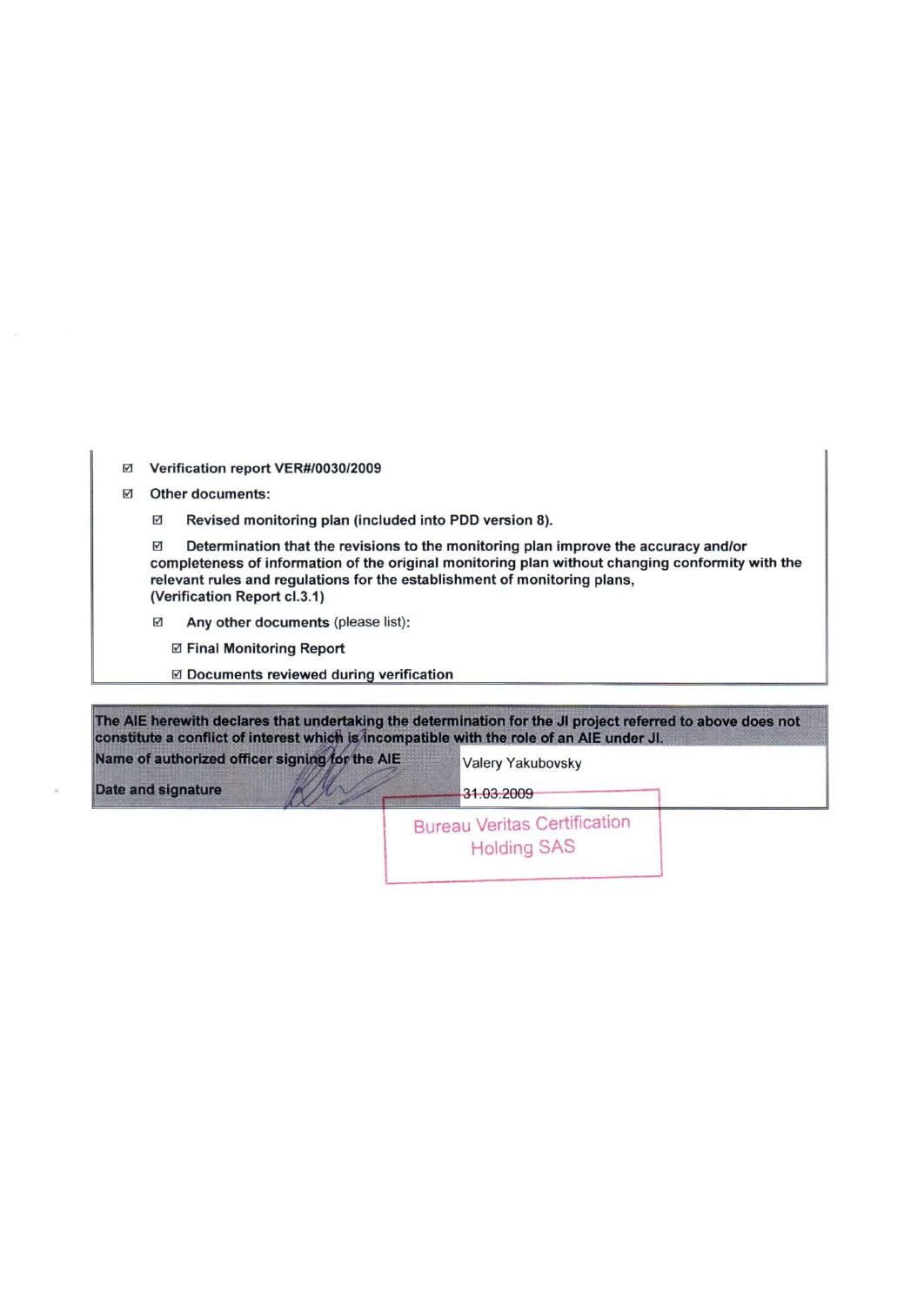☑ **Verification report VER#/0030/2009**

☑ **Other documents:**

☑ **Revised monitoring plan (included into PDD version 8).**

☑ **Determination that the revisions to the monitoring plan improve the accuracy and/or completeness of information of the original monitoring plan without changing conformity with the relevant rules and regulations for the establishment of monitoring plans, (Verification Report cl.3.1)**

☑ **Any other documents** (please list):

☑ **Final Monitoring Report**

☑ **Documents reviewed during verification**

| | |
|---|---|
| **The AIE herewith declares that undertaking the determination for the JI project referred to above does not constitute a conflict of interest which is incompatible with the role of an AIE under JI.** | |
| **Name of authorized officer signing for the AIE** | Valery Yakubovsky |
| **Date and signature** | 31.03.2009 |

Bureau Veritas Certification Holding SAS